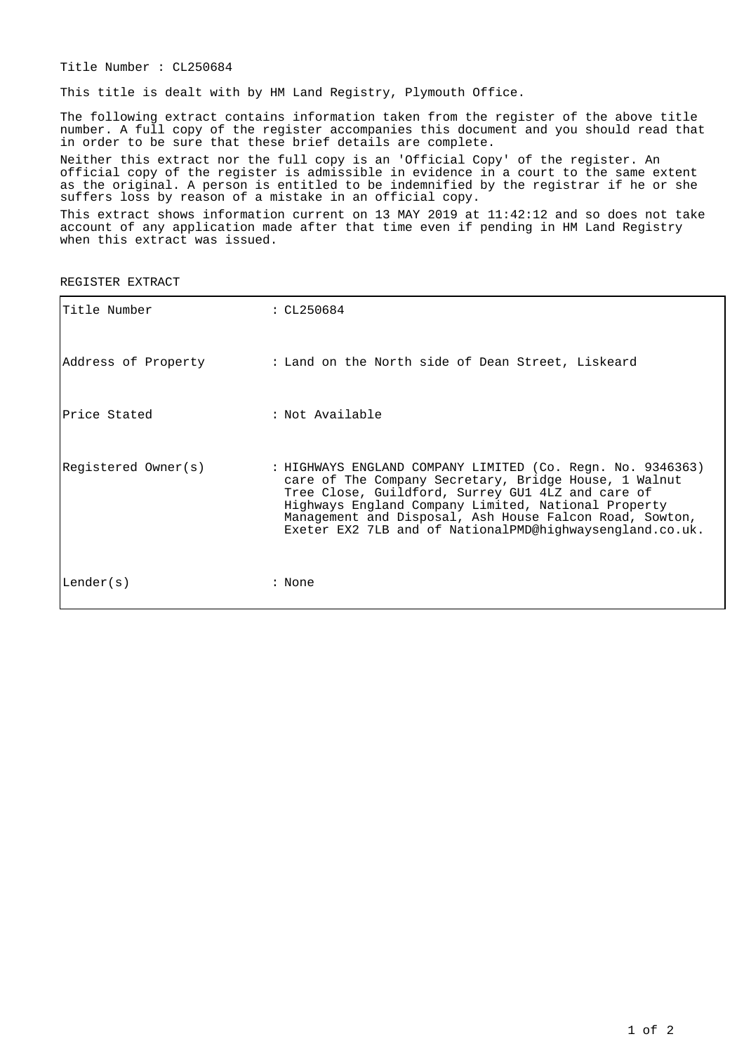Title Number : CL250684

This title is dealt with by HM Land Registry, Plymouth Office.

The following extract contains information taken from the register of the above title number. A full copy of the register accompanies this document and you should read that in order to be sure that these brief details are complete.

Neither this extract nor the full copy is an 'Official Copy' of the register. An official copy of the register is admissible in evidence in a court to the same extent as the original. A person is entitled to be indemnified by the registrar if he or she suffers loss by reason of a mistake in an official copy.

This extract shows information current on 13 MAY 2019 at 11:42:12 and so does not take account of any application made after that time even if pending in HM Land Registry when this extract was issued.

REGISTER EXTRACT

| | |
|---|---|
| Title Number | : CL250684 |
| Address of Property | : Land on the North side of Dean Street, Liskeard |
| Price Stated | : Not Available |
| Registered Owner(s) | : HIGHWAYS ENGLAND COMPANY LIMITED (Co. Regn. No. 9346363) care of The Company Secretary, Bridge House, 1 Walnut Tree Close, Guildford, Surrey GU1 4LZ and care of Highways England Company Limited, National Property Management and Disposal, Ash House Falcon Road, Sowton, Exeter EX2 7LB and of NationalPMD@highwaysengland.co.uk. |
| Lender(s) | : None |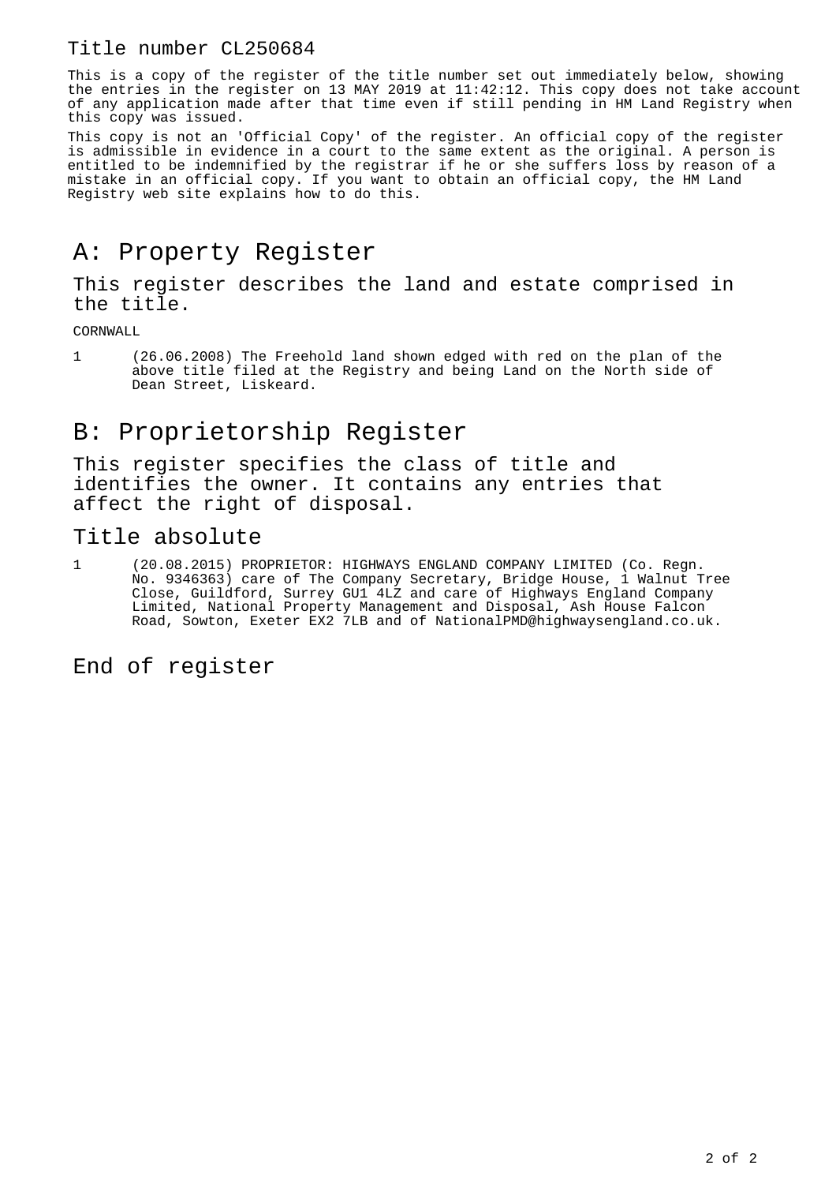Title number CL250684

This is a copy of the register of the title number set out immediately below, showing the entries in the register on 13 MAY 2019 at 11:42:12. This copy does not take account of any application made after that time even if still pending in HM Land Registry when this copy was issued.

This copy is not an 'Official Copy' of the register. An official copy of the register is admissible in evidence in a court to the same extent as the original. A person is entitled to be indemnified by the registrar if he or she suffers loss by reason of a mistake in an official copy. If you want to obtain an official copy, the HM Land Registry web site explains how to do this.

# A: Property Register

## This register describes the land and estate comprised in the title.

CORNWALL

1 (26.06.2008) The Freehold land shown edged with red on the plan of the above title filed at the Registry and being Land on the North side of Dean Street, Liskeard.

# B: Proprietorship Register

## This register specifies the class of title and identifies the owner. It contains any entries that affect the right of disposal.

## Title absolute

1 (20.08.2015) PROPRIETOR: HIGHWAYS ENGLAND COMPANY LIMITED (Co. Regn. No. 9346363) care of The Company Secretary, Bridge House, 1 Walnut Tree Close, Guildford, Surrey GU1 4LZ and care of Highways England Company Limited, National Property Management and Disposal, Ash House Falcon Road, Sowton, Exeter EX2 7LB and of NationalPMD@highwaysengland.co.uk.

# End of register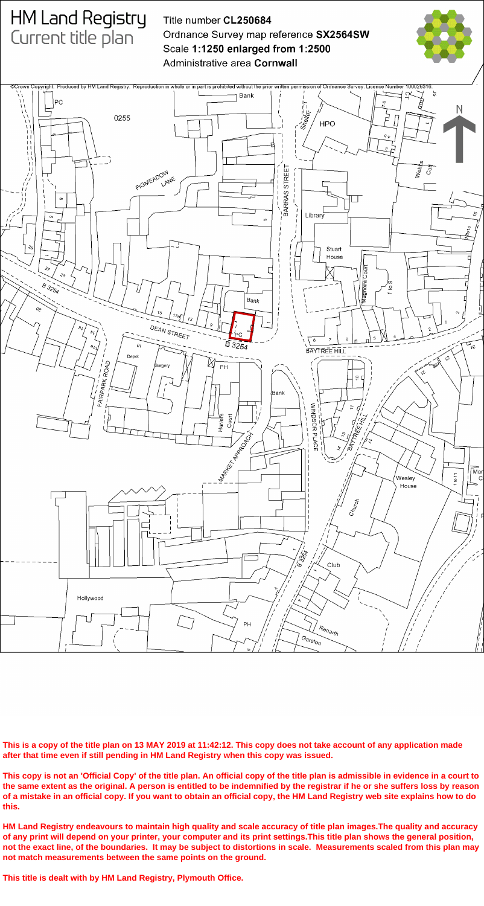# HM Land Registry
Current title plan

Title number **CL250684**
Ordnance Survey map reference **SX2564SW**
Scale **1:1250 enlarged from 1:2500**
Administrative area **Cornwall**

©Crown Copyright. Produced by HM Land Registry. Reproduction in whole or in part is prohibited without the prior written permission of Ordnance Survey. Licence Number 100026316.

N

PC
0255
Bank
Street
HPO
PIGMEADOW LANE
BARRAS STREET
Library
Webbs Cott
Stuart House
Magnolia Court
1 to 9
B 3254
Bank
DEAN STREET
PC
B 3254
BAYTREE HILL
Depot
Surgery
PH
FAIRPARK ROAD
Bank
Hurlers Court
WINDSOR PLACE
BAYTREE HILL
MARKET APPROACH
Wesley House
Church
B 3254
Club
Hollywood
PH
Penarth
Garston

**This is a copy of the title plan on 13 MAY 2019 at 11:42:12. This copy does not take account of any application made after that time even if still pending in HM Land Registry when this copy was issued.**

**This copy is not an 'Official Copy' of the title plan. An official copy of the title plan is admissible in evidence in a court to the same extent as the original. A person is entitled to be indemnified by the registrar if he or she suffers loss by reason of a mistake in an official copy. If you want to obtain an official copy, the HM Land Registry web site explains how to do this.**

**HM Land Registry endeavours to maintain high quality and scale accuracy of title plan images.The quality and accuracy of any print will depend on your printer, your computer and its print settings.This title plan shows the general position, not the exact line, of the boundaries. It may be subject to distortions in scale. Measurements scaled from this plan may not match measurements between the same points on the ground.**

**This title is dealt with by HM Land Registry, Plymouth Office.**